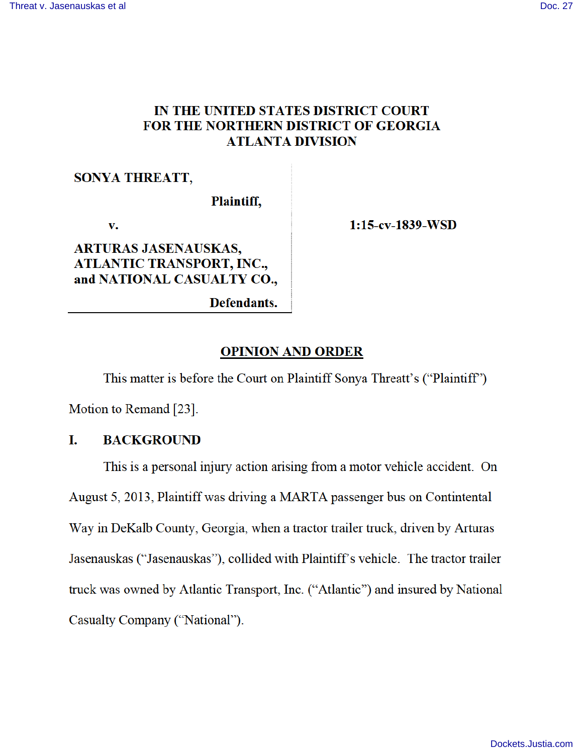# IN THE UNITED STATES DISTRICT COURT
# FOR THE NORTHERN DISTRICT OF GEORGIA
# ATLANTA DIVISION

**SONYA THREATT,**

**Plaintiff,**

**v.**

**ARTURAS JASENAUSKAS, ATLANTIC TRANSPORT, INC., and NATIONAL CASUALTY CO.,**

**Defendants.**

**1:15-cv-1839-WSD**

## OPINION AND ORDER

This matter is before the Court on Plaintiff Sonya Threatt's ("Plaintiff") Motion to Remand [23].

## I. BACKGROUND

This is a personal injury action arising from a motor vehicle accident. On August 5, 2013, Plaintiff was driving a MARTA passenger bus on Contintental Way in DeKalb County, Georgia, when a tractor trailer truck, driven by Arturas Jasenauskas ("Jasenauskas"), collided with Plaintiff's vehicle. The tractor trailer truck was owned by Atlantic Transport, Inc. ("Atlantic") and insured by National Casualty Company ("National").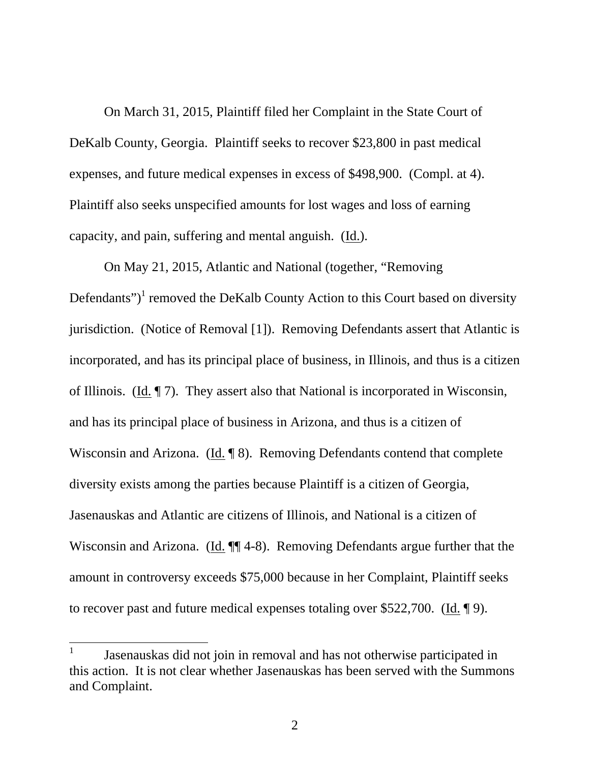On March 31, 2015, Plaintiff filed her Complaint in the State Court of DeKalb County, Georgia. Plaintiff seeks to recover $23,800 in past medical expenses, and future medical expenses in excess of $498,900. (Compl. at 4). Plaintiff also seeks unspecified amounts for lost wages and loss of earning capacity, and pain, suffering and mental anguish. (Id.).

On May 21, 2015, Atlantic and National (together, "Removing Defendants")[1] removed the DeKalb County Action to this Court based on diversity jurisdiction. (Notice of Removal [1]). Removing Defendants assert that Atlantic is incorporated, and has its principal place of business, in Illinois, and thus is a citizen of Illinois. (Id. ¶ 7). They assert also that National is incorporated in Wisconsin, and has its principal place of business in Arizona, and thus is a citizen of Wisconsin and Arizona. (Id. ¶ 8). Removing Defendants contend that complete diversity exists among the parties because Plaintiff is a citizen of Georgia, Jasenauskas and Atlantic are citizens of Illinois, and National is a citizen of Wisconsin and Arizona. (Id. ¶¶ 4-8). Removing Defendants argue further that the amount in controversy exceeds $75,000 because in her Complaint, Plaintiff seeks to recover past and future medical expenses totaling over $522,700. (Id. ¶ 9).

[1] Jasenauskas did not join in removal and has not otherwise participated in this action. It is not clear whether Jasenauskas has been served with the Summons and Complaint.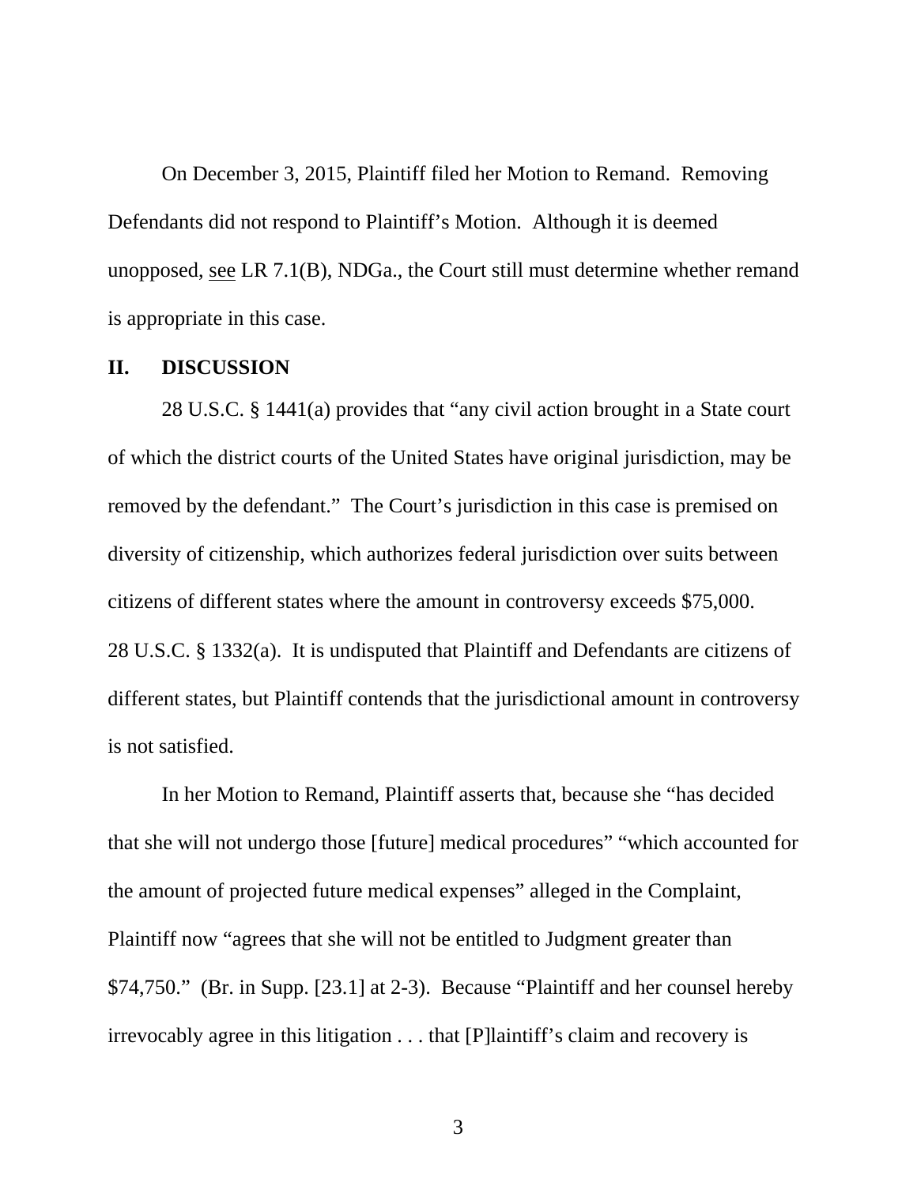On December 3, 2015, Plaintiff filed her Motion to Remand. Removing Defendants did not respond to Plaintiff's Motion. Although it is deemed unopposed, see LR 7.1(B), NDGa., the Court still must determine whether remand is appropriate in this case.

## II. DISCUSSION

28 U.S.C. § 1441(a) provides that "any civil action brought in a State court of which the district courts of the United States have original jurisdiction, may be removed by the defendant." The Court's jurisdiction in this case is premised on diversity of citizenship, which authorizes federal jurisdiction over suits between citizens of different states where the amount in controversy exceeds $75,000. 28 U.S.C. § 1332(a). It is undisputed that Plaintiff and Defendants are citizens of different states, but Plaintiff contends that the jurisdictional amount in controversy is not satisfied.

In her Motion to Remand, Plaintiff asserts that, because she "has decided that she will not undergo those [future] medical procedures" "which accounted for the amount of projected future medical expenses" alleged in the Complaint, Plaintiff now "agrees that she will not be entitled to Judgment greater than $74,750." (Br. in Supp. [23.1] at 2-3). Because "Plaintiff and her counsel hereby irrevocably agree in this litigation . . . that [P]laintiff's claim and recovery is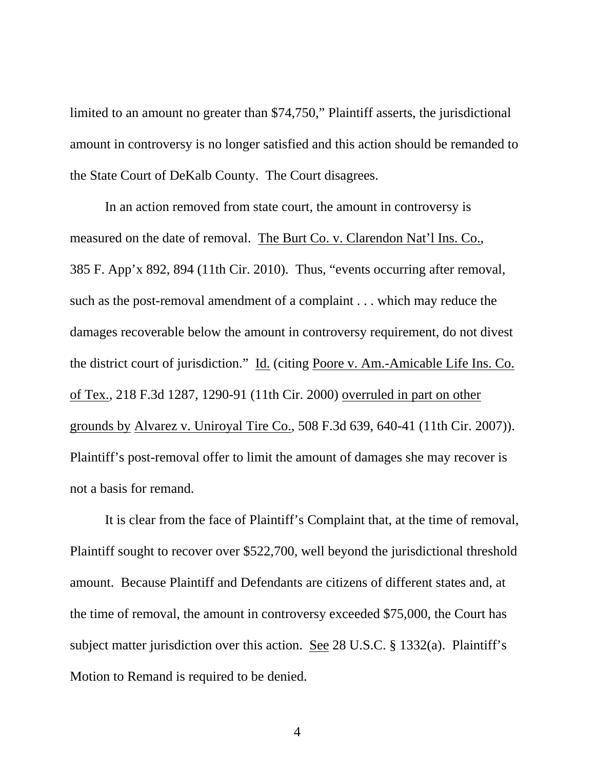limited to an amount no greater than $74,750," Plaintiff asserts, the jurisdictional amount in controversy is no longer satisfied and this action should be remanded to the State Court of DeKalb County. The Court disagrees.

In an action removed from state court, the amount in controversy is measured on the date of removal. The Burt Co. v. Clarendon Nat'l Ins. Co., 385 F. App'x 892, 894 (11th Cir. 2010). Thus, "events occurring after removal, such as the post-removal amendment of a complaint . . . which may reduce the damages recoverable below the amount in controversy requirement, do not divest the district court of jurisdiction." Id. (citing Poore v. Am.-Amicable Life Ins. Co. of Tex., 218 F.3d 1287, 1290-91 (11th Cir. 2000) overruled in part on other grounds by Alvarez v. Uniroyal Tire Co., 508 F.3d 639, 640-41 (11th Cir. 2007)). Plaintiff's post-removal offer to limit the amount of damages she may recover is not a basis for remand.

It is clear from the face of Plaintiff's Complaint that, at the time of removal, Plaintiff sought to recover over $522,700, well beyond the jurisdictional threshold amount. Because Plaintiff and Defendants are citizens of different states and, at the time of removal, the amount in controversy exceeded $75,000, the Court has subject matter jurisdiction over this action. See 28 U.S.C. § 1332(a). Plaintiff's Motion to Remand is required to be denied.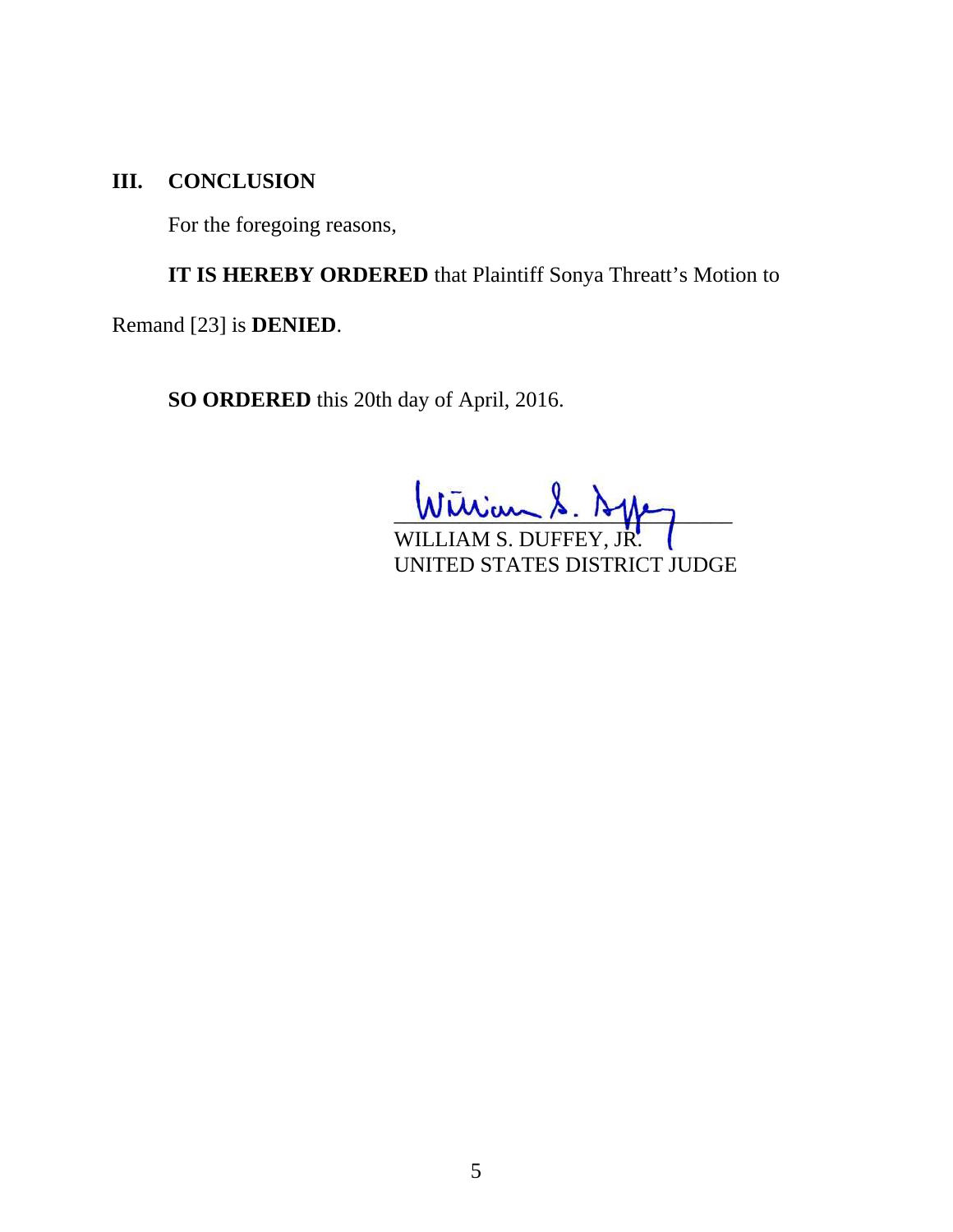## III. CONCLUSION

For the foregoing reasons,

**IT IS HEREBY ORDERED** that Plaintiff Sonya Threatt's Motion to Remand [23] is **DENIED**.

**SO ORDERED** this 20th day of April, 2016.

WILLIAM S. DUFFEY, JR.
UNITED STATES DISTRICT JUDGE